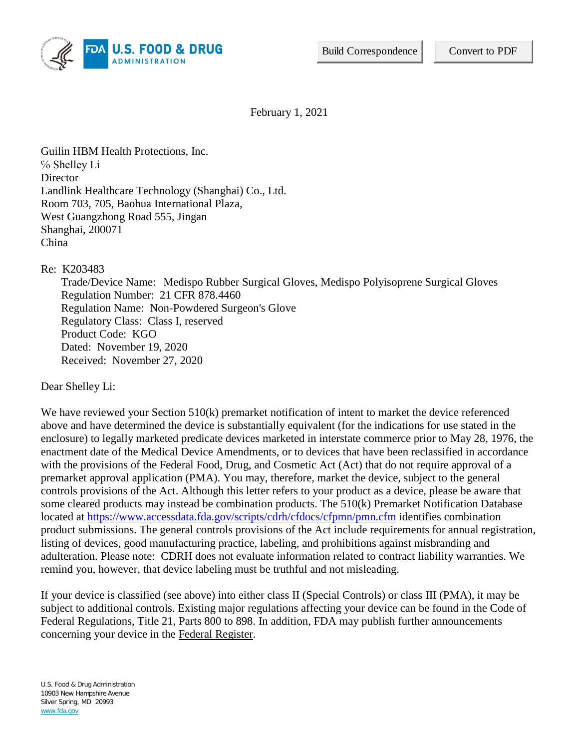February 1, 2021

Guilin HBM Health Protections, Inc.
℅ Shelley Li
Director
Landlink Healthcare Technology (Shanghai) Co., Ltd.
Room 703, 705, Baohua International Plaza,
West Guangzhong Road 555, Jingan
Shanghai, 200071
China

Re: K203483

Trade/Device Name: Medispo Rubber Surgical Gloves, Medispo Polyisoprene Surgical Gloves
Regulation Number: 21 CFR 878.4460
Regulation Name: Non-Powdered Surgeon's Glove
Regulatory Class: Class I, reserved
Product Code: KGO
Dated: November 19, 2020
Received: November 27, 2020

Dear Shelley Li:

We have reviewed your Section 510(k) premarket notification of intent to market the device referenced above and have determined the device is substantially equivalent (for the indications for use stated in the enclosure) to legally marketed predicate devices marketed in interstate commerce prior to May 28, 1976, the enactment date of the Medical Device Amendments, or to devices that have been reclassified in accordance with the provisions of the Federal Food, Drug, and Cosmetic Act (Act) that do not require approval of a premarket approval application (PMA). You may, therefore, market the device, subject to the general controls provisions of the Act. Although this letter refers to your product as a device, please be aware that some cleared products may instead be combination products. The 510(k) Premarket Notification Database located at https://www.accessdata.fda.gov/scripts/cdrh/cfdocs/cfpmn/pmn.cfm identifies combination product submissions. The general controls provisions of the Act include requirements for annual registration, listing of devices, good manufacturing practice, labeling, and prohibitions against misbranding and adulteration. Please note: CDRH does not evaluate information related to contract liability warranties. We remind you, however, that device labeling must be truthful and not misleading.

If your device is classified (see above) into either class II (Special Controls) or class III (PMA), it may be subject to additional controls. Existing major regulations affecting your device can be found in the Code of Federal Regulations, Title 21, Parts 800 to 898. In addition, FDA may publish further announcements concerning your device in the Federal Register.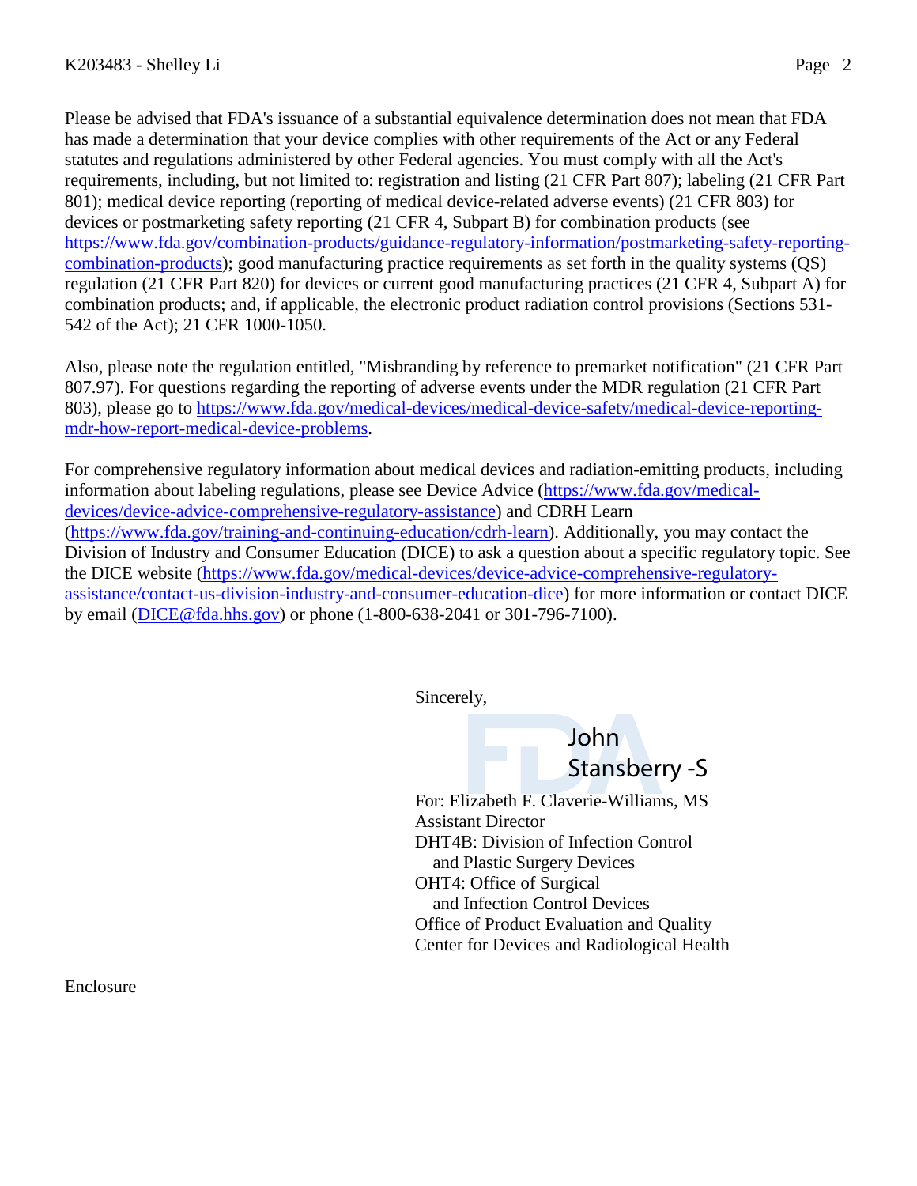Please be advised that FDA's issuance of a substantial equivalence determination does not mean that FDA has made a determination that your device complies with other requirements of the Act or any Federal statutes and regulations administered by other Federal agencies. You must comply with all the Act's requirements, including, but not limited to: registration and listing (21 CFR Part 807); labeling (21 CFR Part 801); medical device reporting (reporting of medical device-related adverse events) (21 CFR 803) for devices or postmarketing safety reporting (21 CFR 4, Subpart B) for combination products (see https://www.fda.gov/combination-products/guidance-regulatory-information/postmarketing-safety-reporting-combination-products); good manufacturing practice requirements as set forth in the quality systems (QS) regulation (21 CFR Part 820) for devices or current good manufacturing practices (21 CFR 4, Subpart A) for combination products; and, if applicable, the electronic product radiation control provisions (Sections 531-542 of the Act); 21 CFR 1000-1050.

Also, please note the regulation entitled, "Misbranding by reference to premarket notification" (21 CFR Part 807.97). For questions regarding the reporting of adverse events under the MDR regulation (21 CFR Part 803), please go to https://www.fda.gov/medical-devices/medical-device-safety/medical-device-reporting-mdr-how-report-medical-device-problems.

For comprehensive regulatory information about medical devices and radiation-emitting products, including information about labeling regulations, please see Device Advice (https://www.fda.gov/medical-devices/device-advice-comprehensive-regulatory-assistance) and CDRH Learn (https://www.fda.gov/training-and-continuing-education/cdrh-learn). Additionally, you may contact the Division of Industry and Consumer Education (DICE) to ask a question about a specific regulatory topic. See the DICE website (https://www.fda.gov/medical-devices/device-advice-comprehensive-regulatory-assistance/contact-us-division-industry-and-consumer-education-dice) for more information or contact DICE by email (DICE@fda.hhs.gov) or phone (1-800-638-2041 or 301-796-7100).

Sincerely,

John Stansberry -S

For: Elizabeth F. Claverie-Williams, MS
Assistant Director
DHT4B: Division of Infection Control and Plastic Surgery Devices
OHT4: Office of Surgical and Infection Control Devices
Office of Product Evaluation and Quality
Center for Devices and Radiological Health

Enclosure